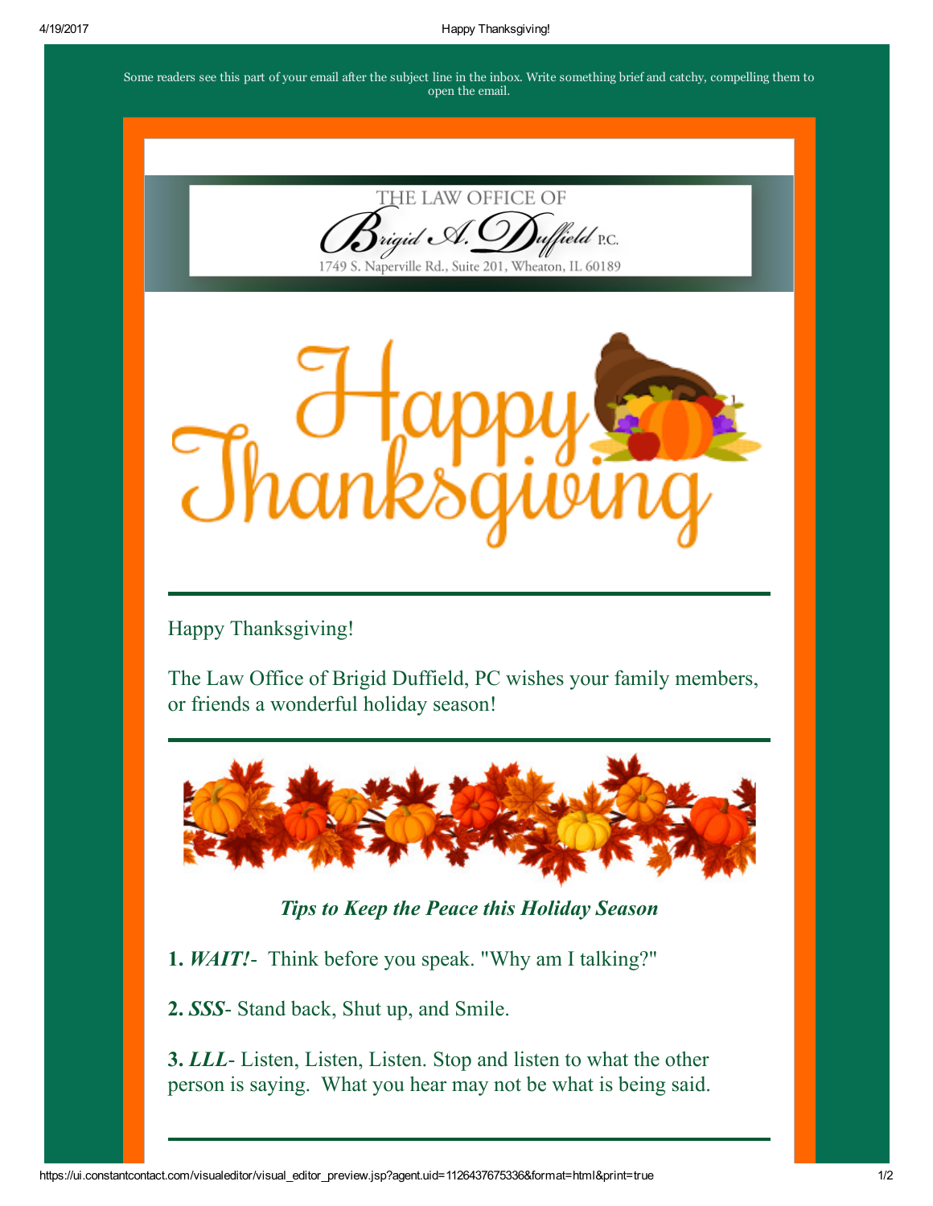Some readers see this part of your email after the subject line in the inbox. Write something brief and catchy, compelling them to open the email.

THE LAW OFFICE OF

Brigid A. Duffield P.C.

1749 S. Naperville Rd., Suite 201, Wheaton, IL 60189

# Happy Thanksgiving

---

Happy Thanksgiving!

The Law Office of Brigid Duffield, PC wishes your family members, or friends a wonderful holiday season!

---

***Tips to Keep the Peace this Holiday Season***

**1.** ***WAIT!***- Think before you speak. "Why am I talking?"

**2.** ***SSS***- Stand back, Shut up, and Smile.

**3.** ***LLL***- Listen, Listen, Listen. Stop and listen to what the other person is saying. What you hear may not be what is being said.

---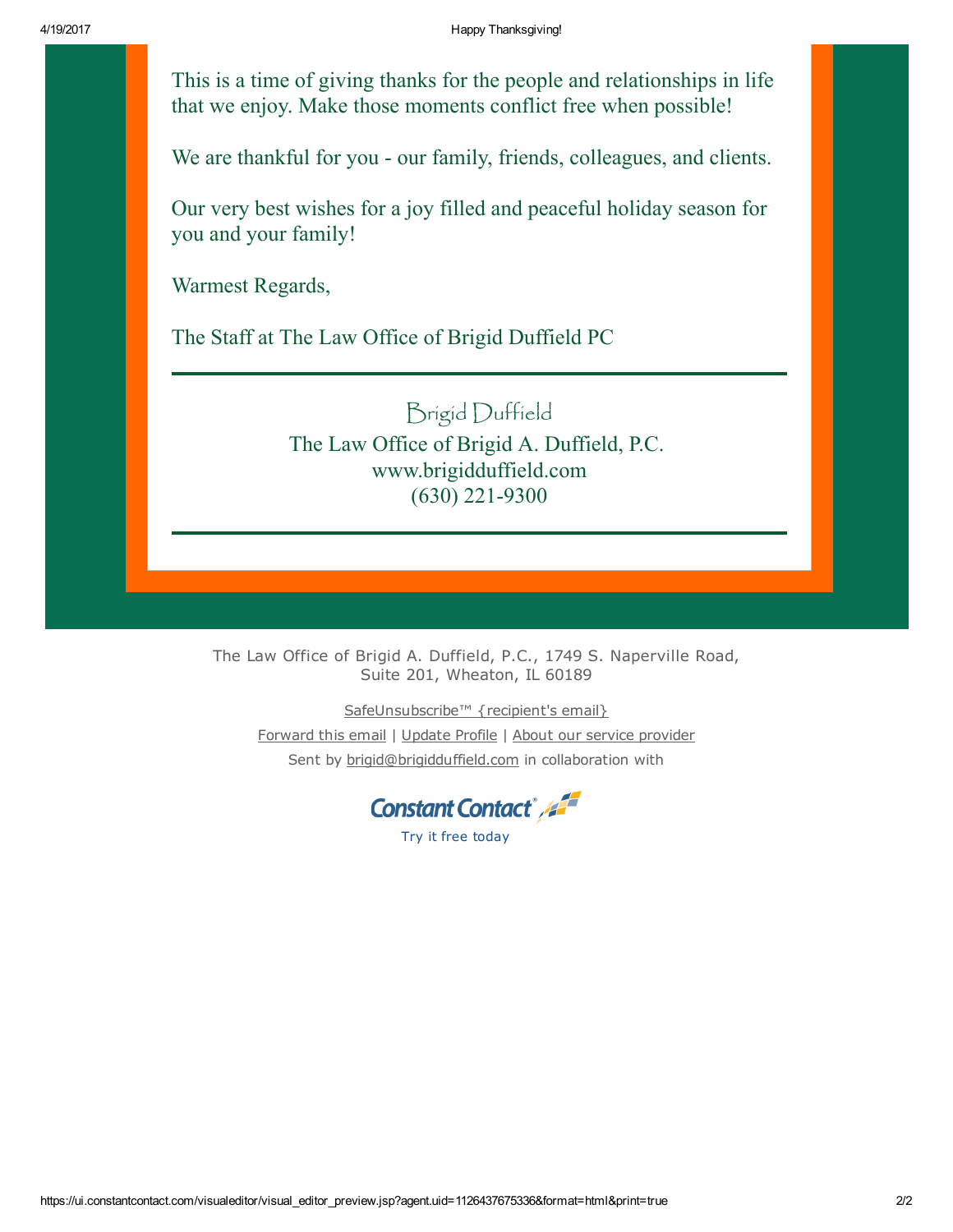This is a time of giving thanks for the people and relationships in life that we enjoy. Make those moments conflict free when possible!

We are thankful for you - our family, friends, colleagues, and clients.

Our very best wishes for a joy filled and peaceful holiday season for you and your family!

Warmest Regards,

The Staff at The Law Office of Brigid Duffield PC

---

Brigid Duffield
The Law Office of Brigid A. Duffield, P.C.
www.brigidduffield.com
(630) 221-9300

---

The Law Office of Brigid A. Duffield, P.C., 1749 S. Naperville Road, Suite 201, Wheaton, IL 60189

SafeUnsubscribe™ {recipient's email}

Forward this email | Update Profile | About our service provider

Sent by brigid@brigidduffield.com in collaboration with

Constant Contact

Try it free today